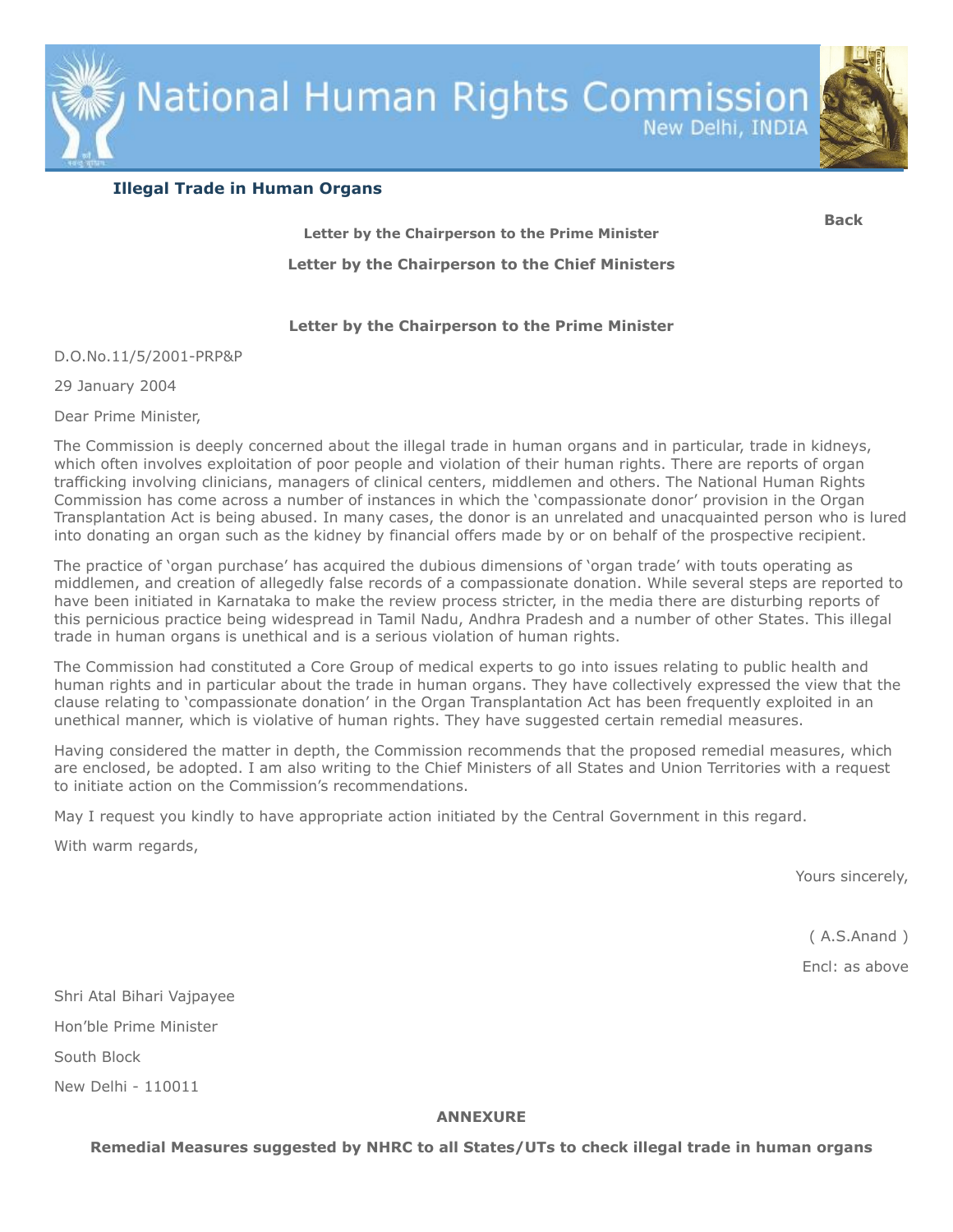# National Human Rights Commission

New Delhi, INDIA

## Illegal Trade in Human Organs

**Back**

**Letter by the Chairperson to the Prime Minister**

**Letter by the Chairperson to the Chief Ministers**

### Letter by the Chairperson to the Prime Minister

D.O.No.11/5/2001-PRP&P

29 January 2004

Dear Prime Minister,

The Commission is deeply concerned about the illegal trade in human organs and in particular, trade in kidneys, which often involves exploitation of poor people and violation of their human rights. There are reports of organ trafficking involving clinicians, managers of clinical centers, middlemen and others. The National Human Rights Commission has come across a number of instances in which the 'compassionate donor' provision in the Organ Transplantation Act is being abused. In many cases, the donor is an unrelated and unacquainted person who is lured into donating an organ such as the kidney by financial offers made by or on behalf of the prospective recipient.

The practice of 'organ purchase' has acquired the dubious dimensions of 'organ trade' with touts operating as middlemen, and creation of allegedly false records of a compassionate donation. While several steps are reported to have been initiated in Karnataka to make the review process stricter, in the media there are disturbing reports of this pernicious practice being widespread in Tamil Nadu, Andhra Pradesh and a number of other States. This illegal trade in human organs is unethical and is a serious violation of human rights.

The Commission had constituted a Core Group of medical experts to go into issues relating to public health and human rights and in particular about the trade in human organs. They have collectively expressed the view that the clause relating to 'compassionate donation' in the Organ Transplantation Act has been frequently exploited in an unethical manner, which is violative of human rights. They have suggested certain remedial measures.

Having considered the matter in depth, the Commission recommends that the proposed remedial measures, which are enclosed, be adopted. I am also writing to the Chief Ministers of all States and Union Territories with a request to initiate action on the Commission's recommendations.

May I request you kindly to have appropriate action initiated by the Central Government in this regard.

With warm regards,

Yours sincerely,

( A.S.Anand )

Encl: as above

Shri Atal Bihari Vajpayee

Hon'ble Prime Minister

South Block

New Delhi - 110011

**ANNEXURE**

**Remedial Measures suggested by NHRC to all States/UTs to check illegal trade in human organs**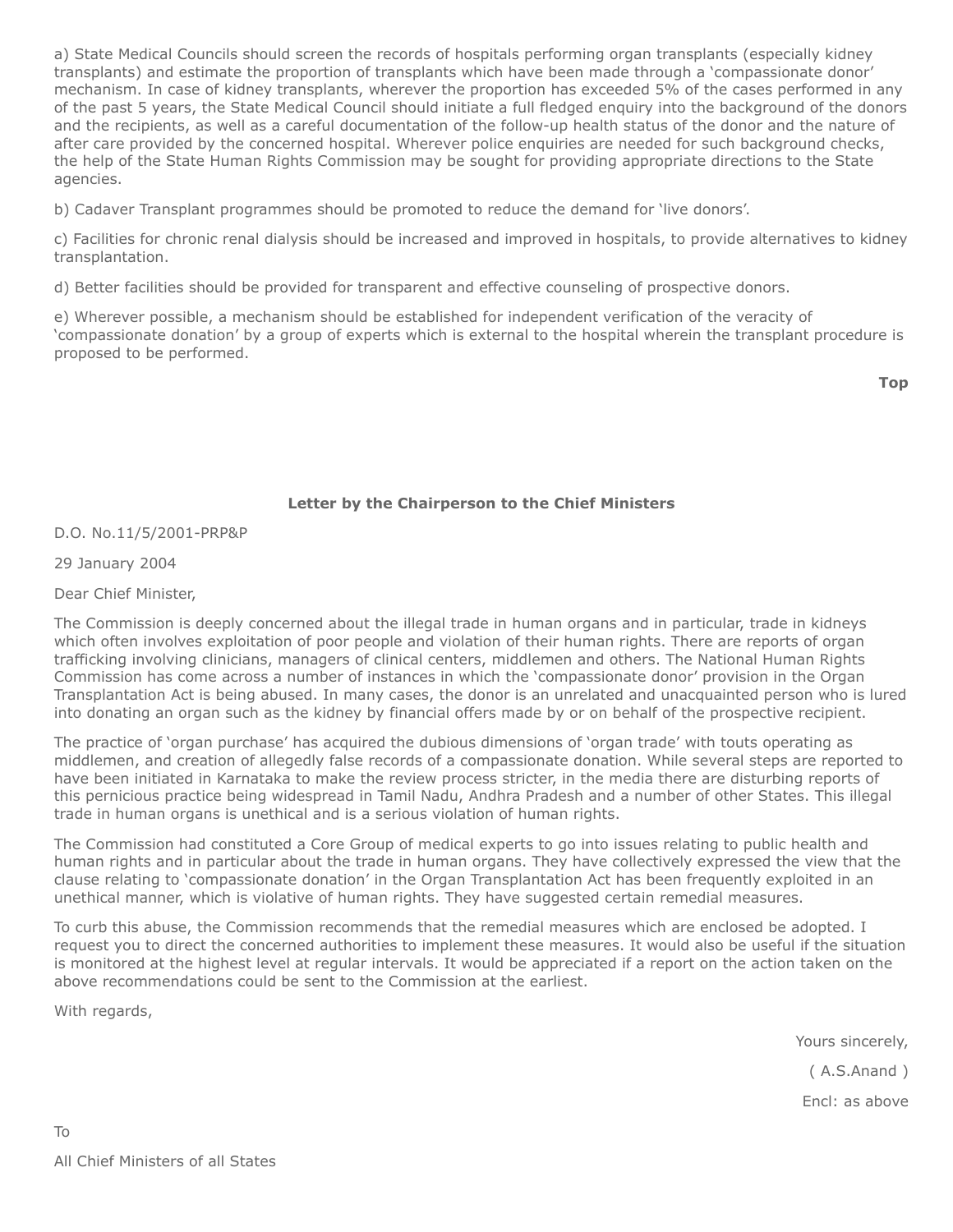a) State Medical Councils should screen the records of hospitals performing organ transplants (especially kidney transplants) and estimate the proportion of transplants which have been made through a 'compassionate donor' mechanism. In case of kidney transplants, wherever the proportion has exceeded 5% of the cases performed in any of the past 5 years, the State Medical Council should initiate a full fledged enquiry into the background of the donors and the recipients, as well as a careful documentation of the follow-up health status of the donor and the nature of after care provided by the concerned hospital. Wherever police enquiries are needed for such background checks, the help of the State Human Rights Commission may be sought for providing appropriate directions to the State agencies.

b) Cadaver Transplant programmes should be promoted to reduce the demand for 'live donors'.

c) Facilities for chronic renal dialysis should be increased and improved in hospitals, to provide alternatives to kidney transplantation.

d) Better facilities should be provided for transparent and effective counseling of prospective donors.

e) Wherever possible, a mechanism should be established for independent verification of the veracity of 'compassionate donation' by a group of experts which is external to the hospital wherein the transplant procedure is proposed to be performed.

**Top**

**Letter by the Chairperson to the Chief Ministers**

D.O. No.11/5/2001-PRP&P

29 January 2004

Dear Chief Minister,

The Commission is deeply concerned about the illegal trade in human organs and in particular, trade in kidneys which often involves exploitation of poor people and violation of their human rights. There are reports of organ trafficking involving clinicians, managers of clinical centers, middlemen and others. The National Human Rights Commission has come across a number of instances in which the 'compassionate donor' provision in the Organ Transplantation Act is being abused. In many cases, the donor is an unrelated and unacquainted person who is lured into donating an organ such as the kidney by financial offers made by or on behalf of the prospective recipient.

The practice of 'organ purchase' has acquired the dubious dimensions of 'organ trade' with touts operating as middlemen, and creation of allegedly false records of a compassionate donation. While several steps are reported to have been initiated in Karnataka to make the review process stricter, in the media there are disturbing reports of this pernicious practice being widespread in Tamil Nadu, Andhra Pradesh and a number of other States. This illegal trade in human organs is unethical and is a serious violation of human rights.

The Commission had constituted a Core Group of medical experts to go into issues relating to public health and human rights and in particular about the trade in human organs. They have collectively expressed the view that the clause relating to 'compassionate donation' in the Organ Transplantation Act has been frequently exploited in an unethical manner, which is violative of human rights. They have suggested certain remedial measures.

To curb this abuse, the Commission recommends that the remedial measures which are enclosed be adopted. I request you to direct the concerned authorities to implement these measures. It would also be useful if the situation is monitored at the highest level at regular intervals. It would be appreciated if a report on the action taken on the above recommendations could be sent to the Commission at the earliest.

With regards,

Yours sincerely,

( A.S.Anand )

Encl: as above

To

All Chief Ministers of all States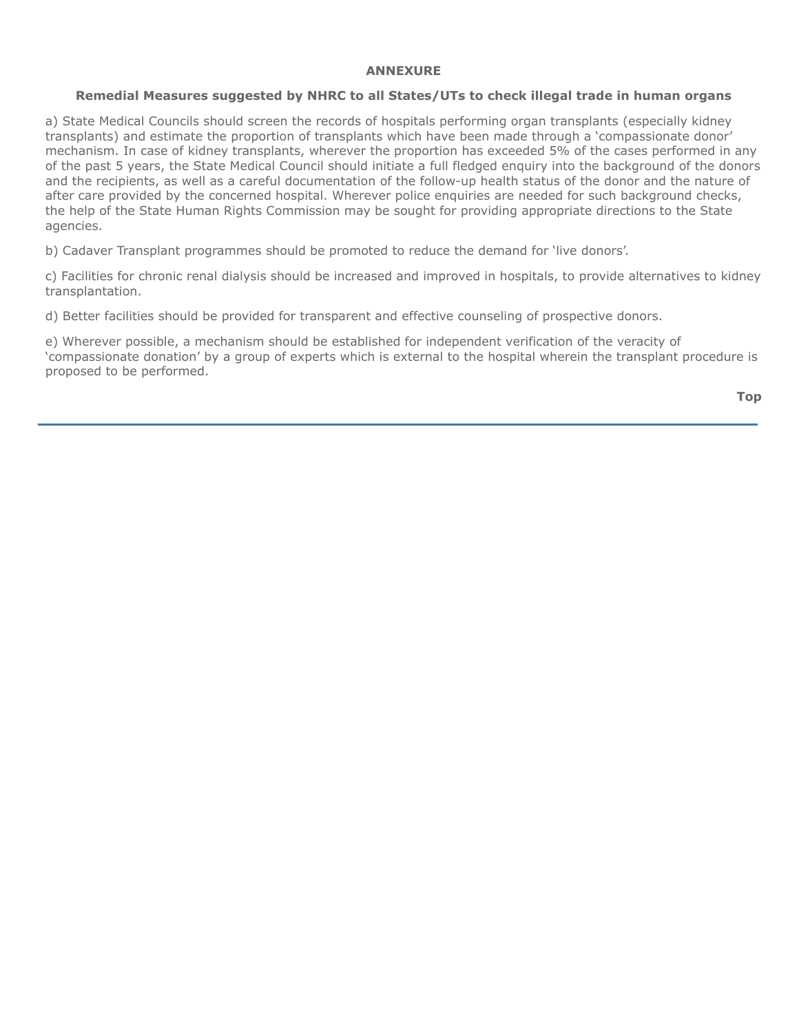## ANNEXURE

### Remedial Measures suggested by NHRC to all States/UTs to check illegal trade in human organs

a) State Medical Councils should screen the records of hospitals performing organ transplants (especially kidney transplants) and estimate the proportion of transplants which have been made through a 'compassionate donor' mechanism. In case of kidney transplants, wherever the proportion has exceeded 5% of the cases performed in any of the past 5 years, the State Medical Council should initiate a full fledged enquiry into the background of the donors and the recipients, as well as a careful documentation of the follow-up health status of the donor and the nature of after care provided by the concerned hospital. Wherever police enquiries are needed for such background checks, the help of the State Human Rights Commission may be sought for providing appropriate directions to the State agencies.

b) Cadaver Transplant programmes should be promoted to reduce the demand for 'live donors'.

c) Facilities for chronic renal dialysis should be increased and improved in hospitals, to provide alternatives to kidney transplantation.

d) Better facilities should be provided for transparent and effective counseling of prospective donors.

e) Wherever possible, a mechanism should be established for independent verification of the veracity of 'compassionate donation' by a group of experts which is external to the hospital wherein the transplant procedure is proposed to be performed.

**Top**